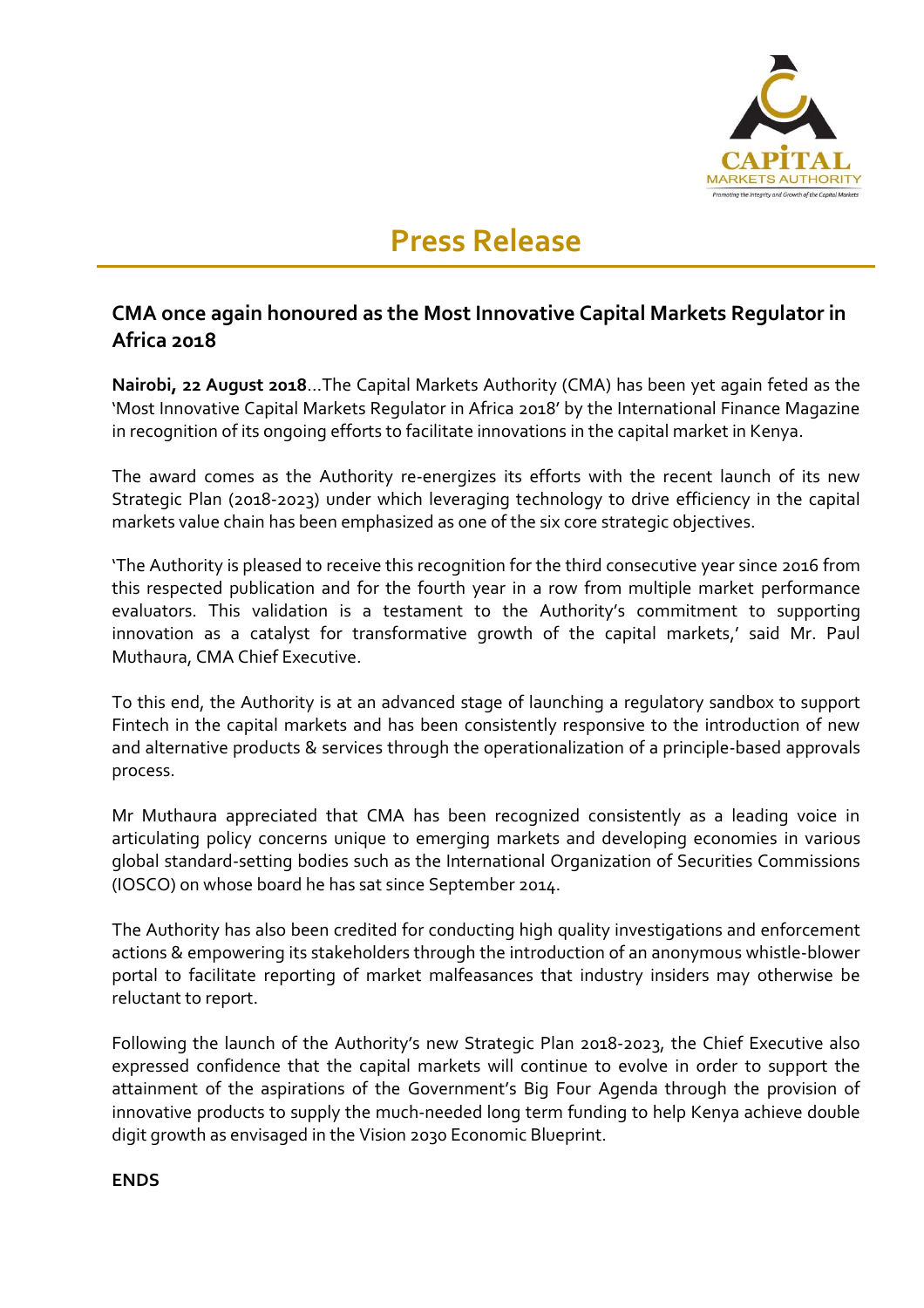# Press Release

## CMA once again honoured as the Most Innovative Capital Markets Regulator in Africa 2018

**Nairobi, 22 August 2018**...The Capital Markets Authority (CMA) has been yet again feted as the 'Most Innovative Capital Markets Regulator in Africa 2018' by the International Finance Magazine in recognition of its ongoing efforts to facilitate innovations in the capital market in Kenya.

The award comes as the Authority re-energizes its efforts with the recent launch of its new Strategic Plan (2018-2023) under which leveraging technology to drive efficiency in the capital markets value chain has been emphasized as one of the six core strategic objectives.

'The Authority is pleased to receive this recognition for the third consecutive year since 2016 from this respected publication and for the fourth year in a row from multiple market performance evaluators. This validation is a testament to the Authority's commitment to supporting innovation as a catalyst for transformative growth of the capital markets,' said Mr. Paul Muthaura, CMA Chief Executive.

To this end, the Authority is at an advanced stage of launching a regulatory sandbox to support Fintech in the capital markets and has been consistently responsive to the introduction of new and alternative products & services through the operationalization of a principle-based approvals process.

Mr Muthaura appreciated that CMA has been recognized consistently as a leading voice in articulating policy concerns unique to emerging markets and developing economies in various global standard-setting bodies such as the International Organization of Securities Commissions (IOSCO) on whose board he has sat since September 2014.

The Authority has also been credited for conducting high quality investigations and enforcement actions & empowering its stakeholders through the introduction of an anonymous whistle-blower portal to facilitate reporting of market malfeasances that industry insiders may otherwise be reluctant to report.

Following the launch of the Authority's new Strategic Plan 2018-2023, the Chief Executive also expressed confidence that the capital markets will continue to evolve in order to support the attainment of the aspirations of the Government's Big Four Agenda through the provision of innovative products to supply the much-needed long term funding to help Kenya achieve double digit growth as envisaged in the Vision 2030 Economic Blueprint.

**ENDS**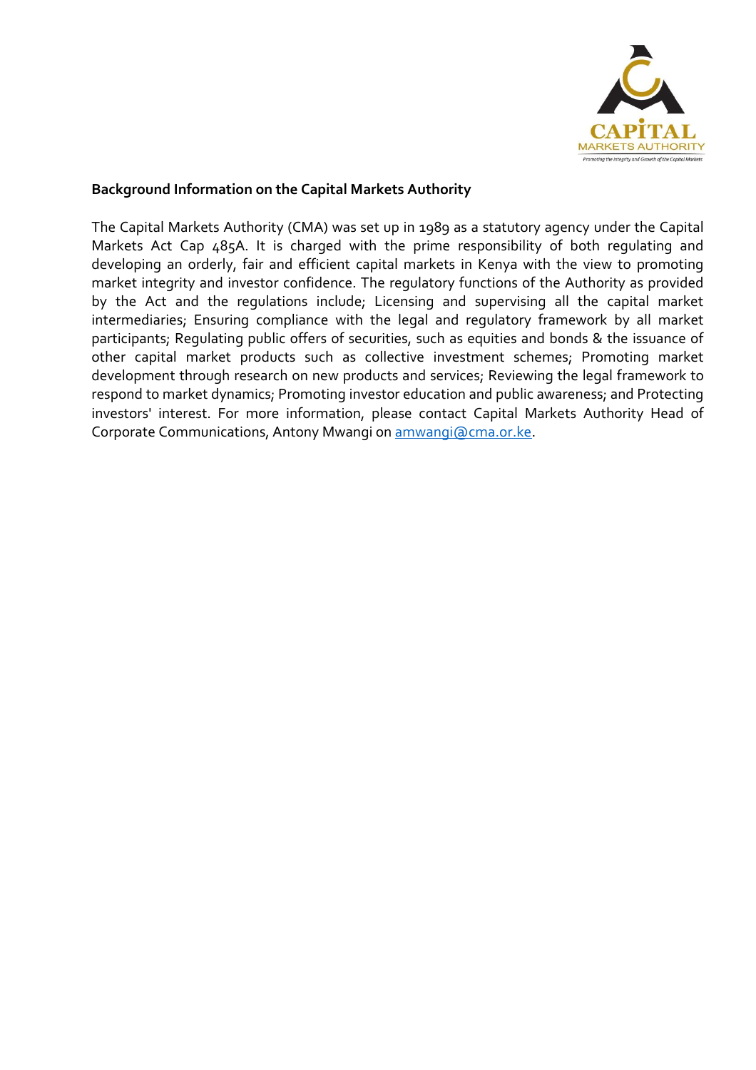**Background Information on the Capital Markets Authority**

The Capital Markets Authority (CMA) was set up in 1989 as a statutory agency under the Capital Markets Act Cap 485A. It is charged with the prime responsibility of both regulating and developing an orderly, fair and efficient capital markets in Kenya with the view to promoting market integrity and investor confidence. The regulatory functions of the Authority as provided by the Act and the regulations include; Licensing and supervising all the capital market intermediaries; Ensuring compliance with the legal and regulatory framework by all market participants; Regulating public offers of securities, such as equities and bonds & the issuance of other capital market products such as collective investment schemes; Promoting market development through research on new products and services; Reviewing the legal framework to respond to market dynamics; Promoting investor education and public awareness; and Protecting investors' interest. For more information, please contact Capital Markets Authority Head of Corporate Communications, Antony Mwangi on amwangi@cma.or.ke.